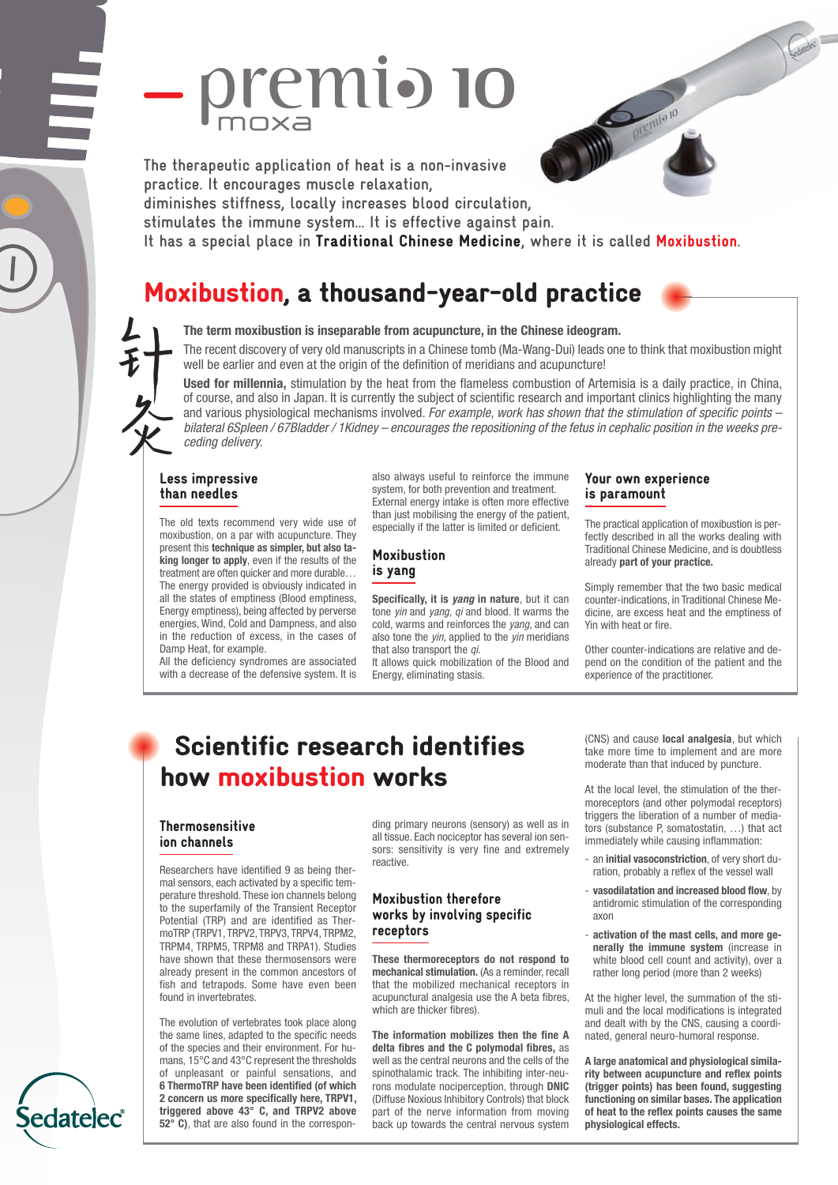# – premio 10 moxa

The therapeutic application of heat is a non-invasive practice. It encourages muscle relaxation, diminishes stiffness, locally increases blood circulation, stimulates the immune system… It is effective against pain.
It has a special place in **Traditional Chinese Medicine**, where it is called **Moxibustion**.

## Moxibustion, a thousand-year-old practice

针灸

**The term moxibustion is inseparable from acupuncture, in the Chinese ideogram.**

The recent discovery of very old manuscripts in a Chinese tomb (Ma-Wang-Dui) leads one to think that moxibustion might well be earlier and even at the origin of the definition of meridians and acupuncture!

**Used for millennia,** stimulation by the heat from the flameless combustion of Artemisia is a daily practice, in China, of course, and also in Japan. It is currently the subject of scientific research and important clinics highlighting the many and various physiological mechanisms involved. *For example, work has shown that the stimulation of specific points – bilateral 6Spleen / 67Bladder / 1Kidney – encourages the repositioning of the fetus in cephalic position in the weeks preceding delivery.*

### Less impressive than needles

The old texts recommend very wide use of moxibustion, on a par with acupuncture. They present this **technique as simpler, but also taking longer to apply**, even if the results of the treatment are often quicker and more durable…
The energy provided is obviously indicated in all the states of emptiness (Blood emptiness, Energy emptiness), being affected by perverse energies, Wind, Cold and Dampness, and also in the reduction of excess, in the cases of Damp Heat, for example.
All the deficiency syndromes are associated with a decrease of the defensive system. It is also always useful to reinforce the immune system, for both prevention and treatment. External energy intake is often more effective than just mobilising the energy of the patient, especially if the latter is limited or deficient.

### Moxibustion is yang

**Specifically, it is *yang* in nature**, but it can tone *yin* and *yang*, *qi* and blood. It warms the cold, warms and reinforces the *yang*, and can also tone the *yin*, applied to the *yin* meridians that also transport the *qi*.
It allows quick mobilization of the Blood and Energy, eliminating stasis.

### Your own experience is paramount

The practical application of moxibustion is perfectly described in all the works dealing with Traditional Chinese Medicine, and is doubtless already **part of your practice.**

Simply remember that the two basic medical counter-indications, in Traditional Chinese Medicine, are excess heat and the emptiness of Yin with heat or fire.

Other counter-indications are relative and depend on the condition of the patient and the experience of the practitioner.

## Scientific research identifies how moxibustion works

### Thermosensitive ion channels

Researchers have identified 9 as being thermal sensors, each activated by a specific temperature threshold. These ion channels belong to the superfamily of the Transient Receptor Potential (TRP) and are identified as ThermoTRP (TRPV1, TRPV2, TRPV3, TRPV4, TRPM2, TRPM4, TRPM5, TRPM8 and TRPA1). Studies have shown that these thermosensors were already present in the common ancestors of fish and tetrapods. Some have even been found in invertebrates.

The evolution of vertebrates took place along the same lines, adapted to the specific needs of the species and their environment. For humans, 15°C and 43°C represent the thresholds of unpleasant or painful sensations, and **6 ThermoTRP have been identified (of which 2 concern us more specifically here, TRPV1, triggered above 43° C, and TRPV2 above 52° C)**, that are also found in the corresponding primary neurons (sensory) as well as in all tissue. Each nociceptor has several ion sensors: sensitivity is very fine and extremely reactive.

### Moxibustion therefore works by involving specific receptors

**These thermoreceptors do not respond to mechanical stimulation.** (As a reminder, recall that the mobilized mechanical receptors in acupunctural analgesia use the A beta fibres, which are thicker fibres).

**The information mobilizes then the fine A delta fibres and the C polymodal fibres,** as well as the central neurons and the cells of the spinothalamic track. The inhibiting inter-neurons modulate nociperception, through **DNIC** (Diffuse Noxious Inhibitory Controls) that block part of the nerve information from moving back up towards the central nervous system (CNS) and cause **local analgesia**, but which take more time to implement and are more moderate than that induced by puncture.

At the local level, the stimulation of the thermoreceptors (and other polymodal receptors) triggers the liberation of a number of mediators (substance P, somatostatin, …) that act immediately while causing inflammation:

- an **initial vasoconstriction**, of very short duration, probably a reflex of the vessel wall
- **vasodilatation and increased blood flow**, by antidromic stimulation of the corresponding axon
- **activation of the mast cells, and more generally the immune system** (increase in white blood cell count and activity), over a rather long period (more than 2 weeks)

At the higher level, the summation of the stimuli and the local modifications is integrated and dealt with by the CNS, causing a coordinated, general neuro-humoral response.

**A large anatomical and physiological similarity between acupuncture and reflex points (trigger points) has been found, suggesting functioning on similar bases. The application of heat to the reflex points causes the same physiological effects.**

Sedatelec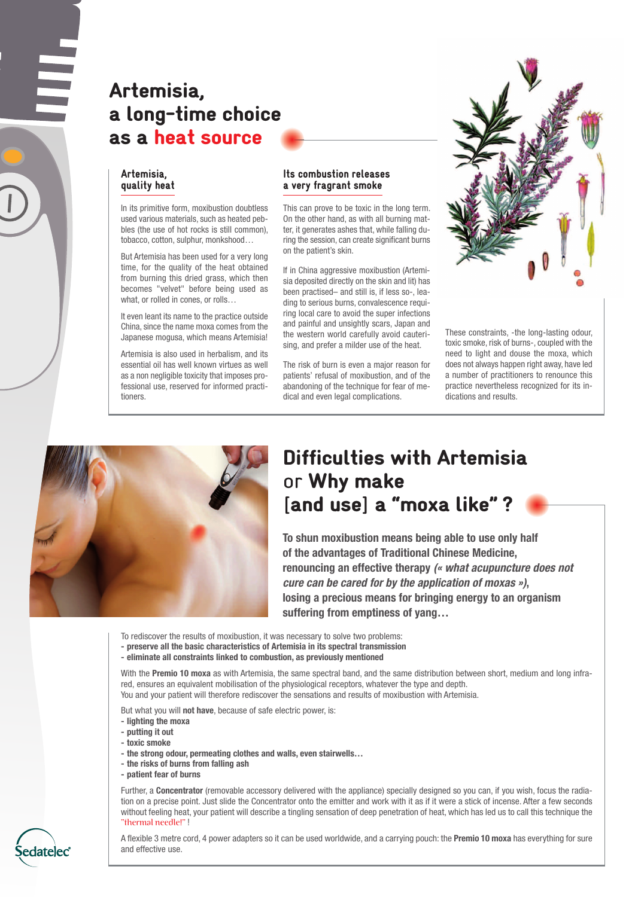# Artemisia, a long-time choice as a heat source

## Artemisia, quality heat

In its primitive form, moxibustion doubtless used various materials, such as heated pebbles (the use of hot rocks is still common), tobacco, cotton, sulphur, monkshood…

But Artemisia has been used for a very long time, for the quality of the heat obtained from burning this dried grass, which then becomes "velvet" before being used as what, or rolled in cones, or rolls…

It even leant its name to the practice outside China, since the name moxa comes from the Japanese mogusa, which means Artemisia!

Artemisia is also used in herbalism, and its essential oil has well known virtues as well as a non negligible toxicity that imposes professional use, reserved for informed practitioners.

## Its combustion releases a very fragrant smoke

This can prove to be toxic in the long term. On the other hand, as with all burning matter, it generates ashes that, while falling during the session, can create significant burns on the patient's skin.

If in China aggressive moxibustion (Artemisia deposited directly on the skin and lit) has been practised– and still is, if less so-, leading to serious burns, convalescence requiring local care to avoid the super infections and painful and unsightly scars, Japan and the western world carefully avoid cauterising, and prefer a milder use of the heat.

The risk of burn is even a major reason for patients' refusal of moxibustion, and of the abandoning of the technique for fear of medical and even legal complications.

These constraints, -the long-lasting odour, toxic smoke, risk of burns-, coupled with the need to light and douse the moxa, which does not always happen right away, have led a number of practitioners to renounce this practice nevertheless recognized for its indications and results.

# Difficulties with Artemisia or Why make [and use] a "moxa like" ?

**To shun moxibustion means being able to use only half of the advantages of Traditional Chinese Medicine, renouncing an effective therapy *(« what acupuncture does not cure can be cared for by the application of moxas »)*, losing a precious means for bringing energy to an organism suffering from emptiness of yang…**

To rediscover the results of moxibustion, it was necessary to solve two problems:

- **preserve all the basic characteristics of Artemisia in its spectral transmission**
- **eliminate all constraints linked to combustion, as previously mentioned**

With the **Premio 10 moxa** as with Artemisia, the same spectral band, and the same distribution between short, medium and long infra-red, ensures an equivalent mobilisation of the physiological receptors, whatever the type and depth.
You and your patient will therefore rediscover the sensations and results of moxibustion with Artemisia.

But what you will **not have**, because of safe electric power, is:

- **lighting the moxa**
- **putting it out**
- **toxic smoke**
- **the strong odour, permeating clothes and walls, even stairwells…**
- **the risks of burns from falling ash**
- **patient fear of burns**

Further, a **Concentrator** (removable accessory delivered with the appliance) specially designed so you can, if you wish, focus the radiation on a precise point. Just slide the Concentrator onto the emitter and work with it as if it were a stick of incense. After a few seconds without feeling heat, your patient will describe a tingling sensation of deep penetration of heat, which has led us to call this technique the "thermal needle!" !

A flexible 3 metre cord, 4 power adapters so it can be used worldwide, and a carrying pouch: the **Premio 10 moxa** has everything for sure and effective use.

Sedatelec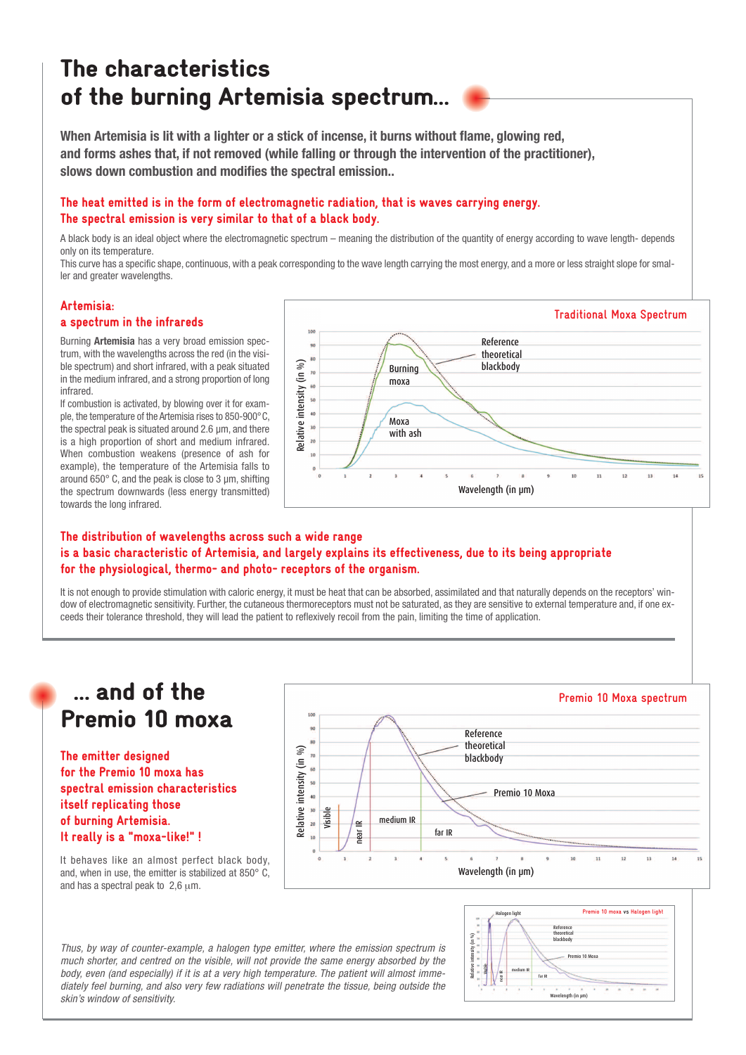# The characteristics of the burning Artemisia spectrum...

**When Artemisia is lit with a lighter or a stick of incense, it burns without flame, glowing red, and forms ashes that, if not removed (while falling or through the intervention of the practitioner), slows down combustion and modifies the spectral emission..**

**The heat emitted is in the form of electromagnetic radiation, that is waves carrying energy. The spectral emission is very similar to that of a black body.**

A black body is an ideal object where the electromagnetic spectrum – meaning the distribution of the quantity of energy according to wave length- depends only on its temperature.

This curve has a specific shape, continuous, with a peak corresponding to the wave length carrying the most energy, and a more or less straight slope for smaller and greater wavelengths.

### Artemisia: a spectrum in the infrareds

Burning **Artemisia** has a very broad emission spectrum, with the wavelengths across the red (in the visible spectrum) and short infrared, with a peak situated in the medium infrared, and a strong proportion of long infrared.

If combustion is activated, by blowing over it for example, the temperature of the Artemisia rises to 850-900° C, the spectral peak is situated around 2.6 µm, and there is a high proportion of short and medium infrared. When combustion weakens (presence of ash for example), the temperature of the Artemisia falls to around 650° C, and the peak is close to 3 µm, shifting the spectrum downwards (less energy transmitted) towards the long infrared.

Traditional Moxa Spectrum

**The distribution of wavelengths across such a wide range is a basic characteristic of Artemisia, and largely explains its effectiveness, due to its being appropriate for the physiological, thermo- and photo- receptors of the organism.**

It is not enough to provide stimulation with caloric energy, it must be heat that can be absorbed, assimilated and that naturally depends on the receptors' window of electromagnetic sensitivity. Further, the cutaneous thermoreceptors must not be saturated, as they are sensitive to external temperature and, if one exceeds their tolerance threshold, they will lead the patient to reflexively recoil from the pain, limiting the time of application.

# ... and of the Premio 10 moxa

**The emitter designed for the Premio 10 moxa has spectral emission characteristics itself replicating those of burning Artemisia. It really is a "moxa-like!" !**

It behaves like an almost perfect black body, and, when in use, the emitter is stabilized at 850° C, and has a spectral peak to 2,6 µm.

Premio 10 Moxa spectrum

*Thus, by way of counter-example, a halogen type emitter, where the emission spectrum is much shorter, and centred on the visible, will not provide the same energy absorbed by the body, even (and especially) if it is at a very high temperature. The patient will almost immediately feel burning, and also very few radiations will penetrate the tissue, being outside the skin's window of sensitivity.*

Premio 10 moxa vs Halogen light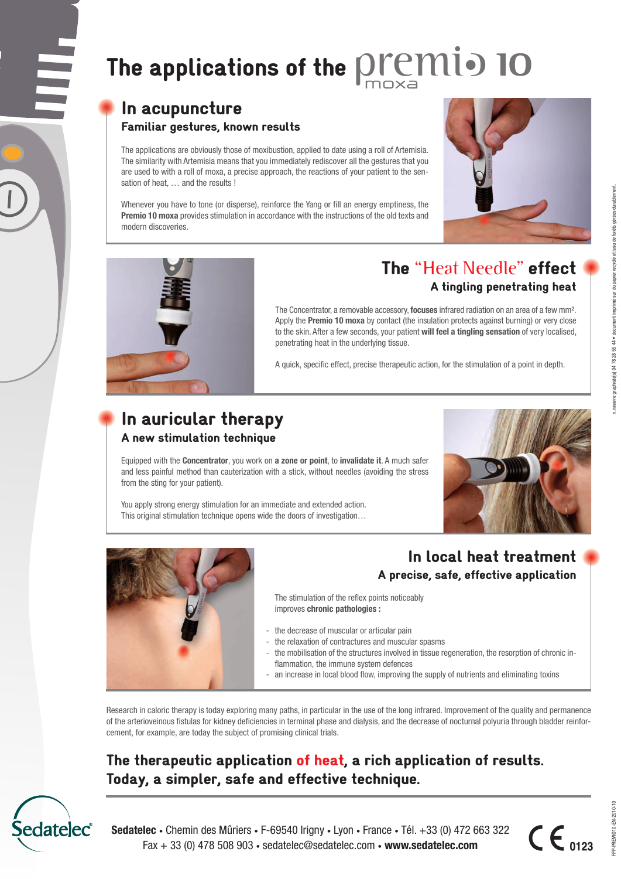# The applications of the premio 10 moxa

## In acupuncture

### Familiar gestures, known results

The applications are obviously those of moxibustion, applied to date using a roll of Artemisia. The similarity with Artemisia means that you immediately rediscover all the gestures that you are used to with a roll of moxa, a precise approach, the reactions of your patient to the sensation of heat, … and the results !

Whenever you have to tone (or disperse), reinforce the Yang or fill an energy emptiness, the **Premio 10 moxa** provides stimulation in accordance with the instructions of the old texts and modern discoveries.

## The "Heat Needle" effect

### A tingling penetrating heat

The Concentrator, a removable accessory, **focuses** infrared radiation on an area of a few mm². Apply the **Premio 10 moxa** by contact (the insulation protects against burning) or very close to the skin. After a few seconds, your patient **will feel a tingling sensation** of very localised, penetrating heat in the underlying tissue.

A quick, specific effect, precise therapeutic action, for the stimulation of a point in depth.

## In auricular therapy

### A new stimulation technique

Equipped with the **Concentrator**, you work on **a zone or point**, to **invalidate it**. A much safer and less painful method than cauterization with a stick, without needles (avoiding the stress from the sting for your patient).

You apply strong energy stimulation for an immediate and extended action. This original stimulation technique opens wide the doors of investigation…

## In local heat treatment

### A precise, safe, effective application

The stimulation of the reflex points noticeably improves **chronic pathologies :**

- the decrease of muscular or articular pain
- the relaxation of contractures and muscular spasms
- the mobilisation of the structures involved in tissue regeneration, the resorption of chronic inflammation, the immune system defences
- an increase in local blood flow, improving the supply of nutrients and eliminating toxins

Research in caloric therapy is today exploring many paths, in particular in the use of the long infrared. Improvement of the quality and permanence of the arterioveinous fistulas for kidney deficiencies in terminal phase and dialysis, and the decrease of nocturnal polyuria through bladder reinforcement, for example, are today the subject of promising clinical trials.

**The therapeutic application of heat, a rich application of results.**
**Today, a simpler, safe and effective technique.**

Sedatelec®

**Sedatelec** • Chemin des Mûriers • F-69540 Irigny • Lyon • France • Tél. +33 (0) 472 663 322
Fax + 33 (0) 478 508 903 • sedatelec@sedatelec.com • **www.sedatelec.com**

CE 0123

FPP-PREMIO10-EN-2010-10